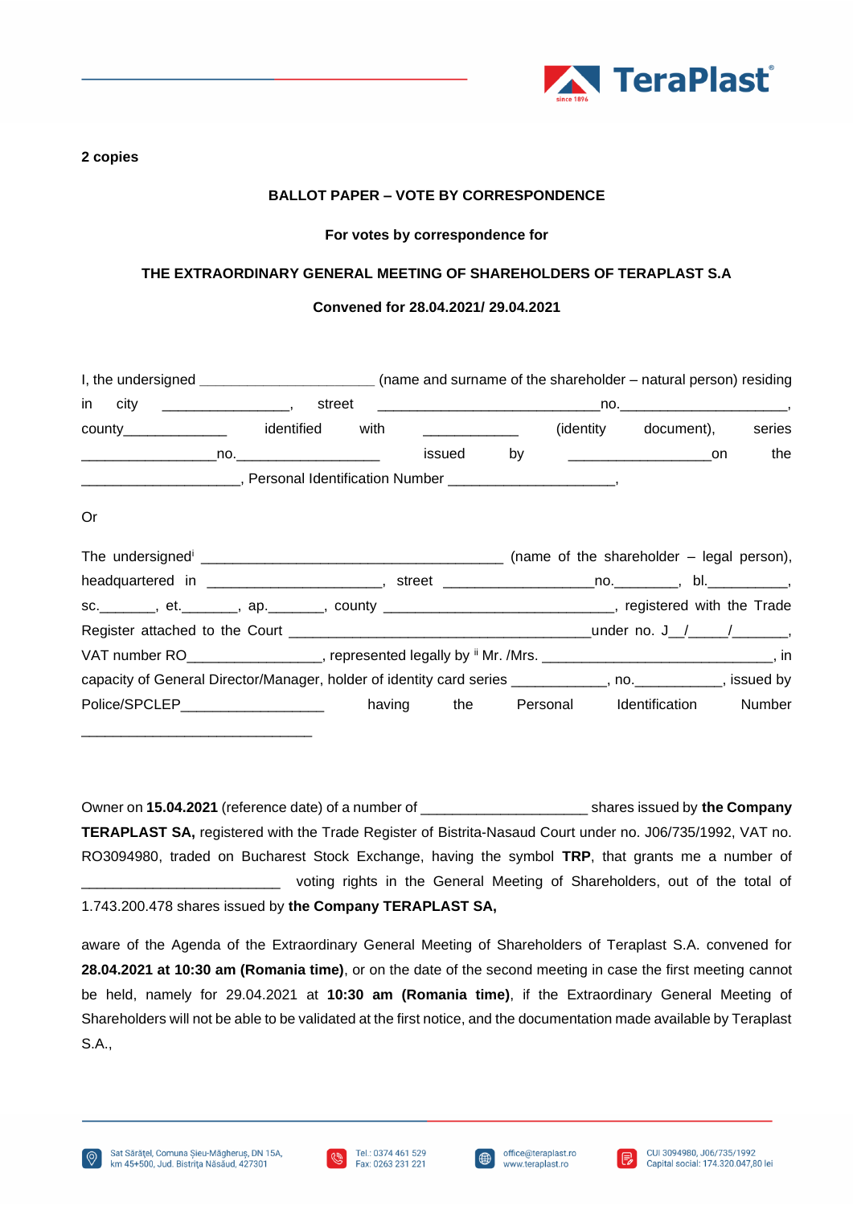**2 copies**

**BALLOT PAPER – VOTE BY CORRESPONDENCE**

**For votes by correspondence for**

**THE EXTRAORDINARY GENERAL MEETING OF SHAREHOLDERS OF TERAPLAST S.A**

**Convened for 28.04.2021/ 29.04.2021**

I, the undersigned ______________________ (name and surname of the shareholder – natural person) residing in city ________________, street ____________________________no._____________________, county_____________ identified with ____________ (identity document), series _________________no.___________________ issued by __________________on the ____________________, Personal Identification Number _____________________,

Or

The undersigned[i] _______________________________________ (name of the shareholder – legal person), headquartered in ______________________, street ___________________no.________, bl.__________, sc._______, et._______, ap._______, county ____________________________, registered with the Trade Register attached to the Court ______________________________________under no. J__/_____/_______, VAT number RO_________________, represented legally by [ii] Mr. /Mrs. ______________________________, in capacity of General Director/Manager, holder of identity card series ____________, no.___________, issued by Police/SPCLEP__________________ having the Personal Identification Number _____________________________

Owner on **15.04.2021** (reference date) of a number of _____________________ shares issued by **the Company TERAPLAST SA,** registered with the Trade Register of Bistrita-Nasaud Court under no. J06/735/1992, VAT no. RO3094980, traded on Bucharest Stock Exchange, having the symbol **TRP**, that grants me a number of _________________________ voting rights in the General Meeting of Shareholders, out of the total of 1.743.200.478 shares issued by **the Company TERAPLAST SA,**

aware of the Agenda of the Extraordinary General Meeting of Shareholders of Teraplast S.A. convened for **28.04.2021 at 10:30 am (Romania time)**, or on the date of the second meeting in case the first meeting cannot be held, namely for 29.04.2021 at **10:30 am (Romania time)**, if the Extraordinary General Meeting of Shareholders will not be able to be validated at the first notice, and the documentation made available by Teraplast S.A.,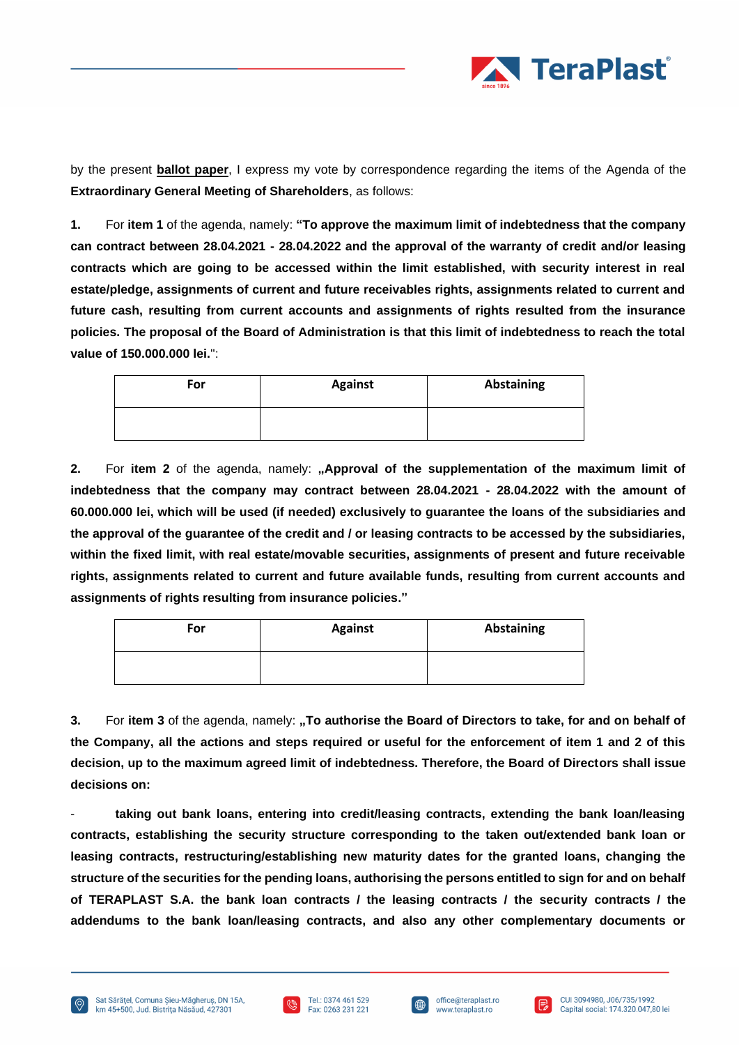by the present **ballot paper**, I express my vote by correspondence regarding the items of the Agenda of the **Extraordinary General Meeting of Shareholders**, as follows:

**1.** For **item 1** of the agenda, namely: **"To approve the maximum limit of indebtedness that the company can contract between 28.04.2021 - 28.04.2022 and the approval of the warranty of credit and/or leasing contracts which are going to be accessed within the limit established, with security interest in real estate/pledge, assignments of current and future receivables rights, assignments related to current and future cash, resulting from current accounts and assignments of rights resulted from the insurance policies. The proposal of the Board of Administration is that this limit of indebtedness to reach the total value of 150.000.000 lei.**":

| For | Against | Abstaining |
|---|---|---|
| | | |

**2.** For **item 2** of the agenda, namely: **„Approval of the supplementation of the maximum limit of indebtedness that the company may contract between 28.04.2021 - 28.04.2022 with the amount of 60.000.000 lei, which will be used (if needed) exclusively to guarantee the loans of the subsidiaries and the approval of the guarantee of the credit and / or leasing contracts to be accessed by the subsidiaries, within the fixed limit, with real estate/movable securities, assignments of present and future receivable rights, assignments related to current and future available funds, resulting from current accounts and assignments of rights resulting from insurance policies."**

| For | Against | Abstaining |
|---|---|---|
| | | |

**3.** For **item 3** of the agenda, namely: **„To authorise the Board of Directors to take, for and on behalf of the Company, all the actions and steps required or useful for the enforcement of item 1 and 2 of this decision, up to the maximum agreed limit of indebtedness. Therefore, the Board of Directors shall issue decisions on:**

- **taking out bank loans, entering into credit/leasing contracts, extending the bank loan/leasing contracts, establishing the security structure corresponding to the taken out/extended bank loan or leasing contracts, restructuring/establishing new maturity dates for the granted loans, changing the structure of the securities for the pending loans, authorising the persons entitled to sign for and on behalf of TERAPLAST S.A. the bank loan contracts / the leasing contracts / the security contracts / the addendums to the bank loan/leasing contracts, and also any other complementary documents or**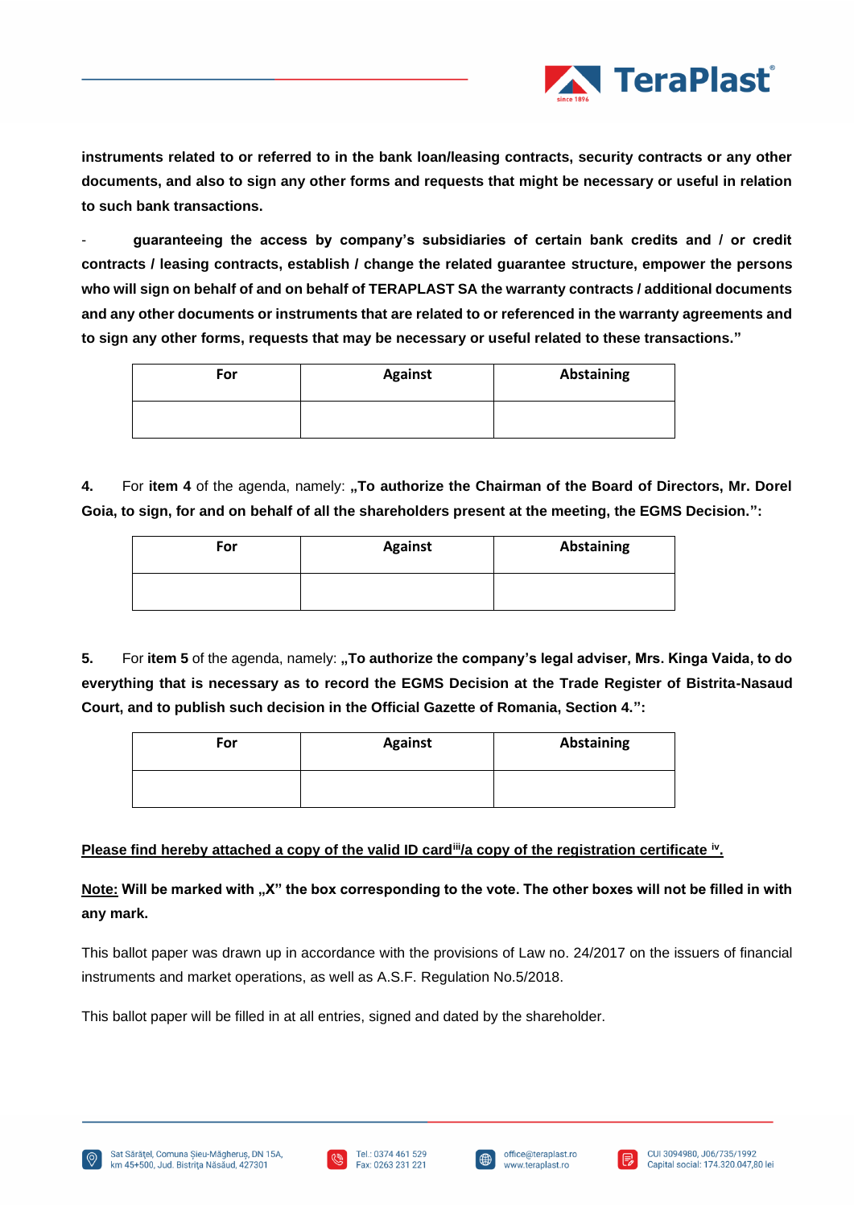**instruments related to or referred to in the bank loan/leasing contracts, security contracts or any other documents, and also to sign any other forms and requests that might be necessary or useful in relation to such bank transactions.**

- **guaranteeing the access by company's subsidiaries of certain bank credits and / or credit contracts / leasing contracts, establish / change the related guarantee structure, empower the persons who will sign on behalf of and on behalf of TERAPLAST SA the warranty contracts / additional documents and any other documents or instruments that are related to or referenced in the warranty agreements and to sign any other forms, requests that may be necessary or useful related to these transactions."**

| For | Against | Abstaining |
|---|---|---|
| | | |

**4.** For **item 4** of the agenda, namely: **„To authorize the Chairman of the Board of Directors, Mr. Dorel Goia, to sign, for and on behalf of all the shareholders present at the meeting, the EGMS Decision.":**

| For | Against | Abstaining |
|---|---|---|
| | | |

**5.** For **item 5** of the agenda, namely: **„To authorize the company's legal adviser, Mrs. Kinga Vaida, to do everything that is necessary as to record the EGMS Decision at the Trade Register of Bistrita-Nasaud Court, and to publish such decision in the Official Gazette of Romania, Section 4.":**

| For | Against | Abstaining |
|---|---|---|
| | | |

**Please find hereby attached a copy of the valid ID card[iii]/a copy of the registration certificate [iv].**

**Note:** **Will be marked with „X" the box corresponding to the vote. The other boxes will not be filled in with any mark.**

This ballot paper was drawn up in accordance with the provisions of Law no. 24/2017 on the issuers of financial instruments and market operations, as well as A.S.F. Regulation No.5/2018.

This ballot paper will be filled in at all entries, signed and dated by the shareholder.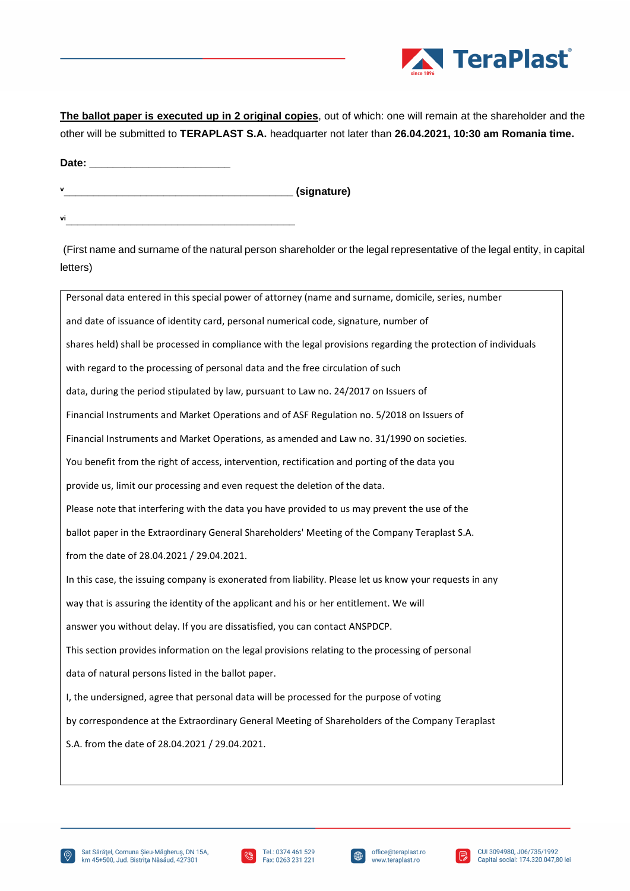**The ballot paper is executed up in 2 original copies**, out of which: one will remain at the shareholder and the other will be submitted to **TERAPLAST S.A.** headquarter not later than **26.04.2021, 10:30 am Romania time.**

**Date:** ________________________

v________________________________________ **(signature)**

vi_____________________________________________

(First name and surname of the natural person shareholder or the legal representative of the legal entity, in capital letters)

Personal data entered in this special power of attorney (name and surname, domicile, series, number and date of issuance of identity card, personal numerical code, signature, number of shares held) shall be processed in compliance with the legal provisions regarding the protection of individuals with regard to the processing of personal data and the free circulation of such data, during the period stipulated by law, pursuant to Law no. 24/2017 on Issuers of Financial Instruments and Market Operations and of ASF Regulation no. 5/2018 on Issuers of Financial Instruments and Market Operations, as amended and Law no. 31/1990 on societies.

You benefit from the right of access, intervention, rectification and porting of the data you provide us, limit our processing and even request the deletion of the data.

Please note that interfering with the data you have provided to us may prevent the use of the ballot paper in the Extraordinary General Shareholders' Meeting of the Company Teraplast S.A. from the date of 28.04.2021 / 29.04.2021.

In this case, the issuing company is exonerated from liability. Please let us know your requests in any way that is assuring the identity of the applicant and his or her entitlement. We will answer you without delay. If you are dissatisfied, you can contact ANSPDCP.

This section provides information on the legal provisions relating to the processing of personal data of natural persons listed in the ballot paper.

I, the undersigned, agree that personal data will be processed for the purpose of voting by correspondence at the Extraordinary General Meeting of Shareholders of the Company Teraplast S.A. from the date of 28.04.2021 / 29.04.2021.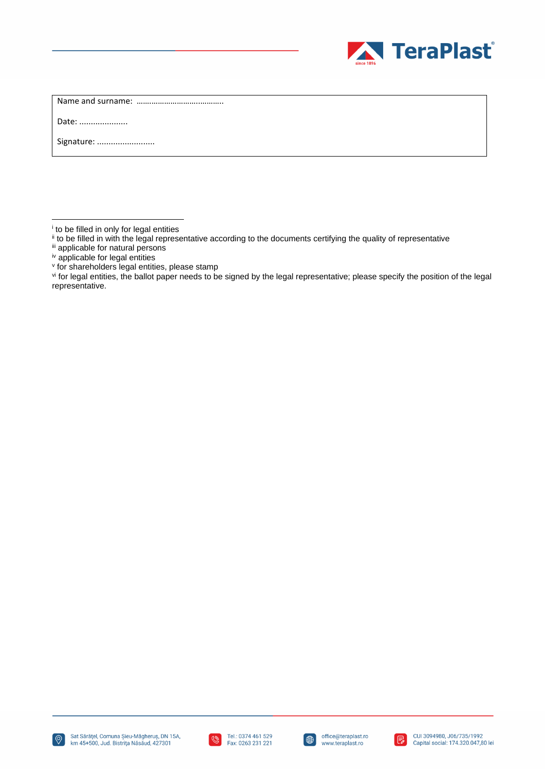| |
|---|
| Name and surname: ……………………………….. |
| Date: ………………… |
| Signature: ……………………. |

[i] to be filled in only for legal entities
[ii] to be filled in with the legal representative according to the documents certifying the quality of representative
[iii] applicable for natural persons
[iv] applicable for legal entities
[v] for shareholders legal entities, please stamp
[vi] for legal entities, the ballot paper needs to be signed by the legal representative; please specify the position of the legal representative.